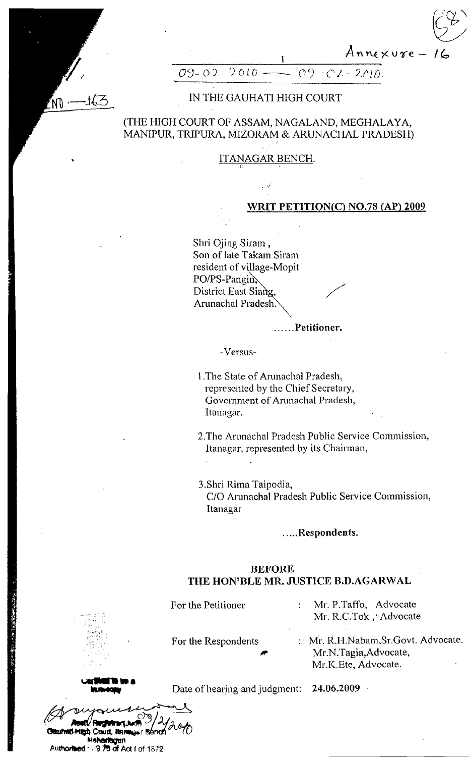Annexure – 16

09-02-2010 — 09-02-2010.

ND — 163

# IN THE GAUHATI HIGH COURT

## (THE HIGH COURT OF ASSAM, NAGALAND, MEGHALAYA, MANIPUR, TRIPURA, MIZORAM & ARUNACHAL PRADESH)

### ITANAGAR BENCH.

**WRIT PETITION(C) NO.78 (AP) 2009**

Shri Ojing Siram,
Son of late Takam Siram
resident of village-Mopit
PO/PS-Pangin,
District East Siang,
Arunachal Pradesh.

......**Petitioner.**

-Versus-

1. The State of Arunachal Pradesh, represented by the Chief Secretary, Government of Arunachal Pradesh, Itanagar.
2. The Arunachal Pradesh Public Service Commission, Itanagar, represented by its Chairman,
3. Shri Rima Taipodia, C/O Arunachal Pradesh Public Service Commission, Itanagar

.....**Respondents.**

**BEFORE**
**THE HON'BLE MR. JUSTICE B.D.AGARWAL**

For the Petitioner : Mr. P.Taffo, Advocate
Mr. R.C.Tok, Advocate

For the Respondents : Mr. R.H.Nabam, Sr.Govt. Advocate.
Mr.N.Tagia, Advocate,
Mr.K.Ete, Advocate.

Date of hearing and judgment: 24.06.2009

Certified to be a true copy

09/2/2010
Asstt. Registrar(Judl)
Gauhati High Court, Itanagar Bench
Naharlagun
Authorised : S 76 of Act I of 1872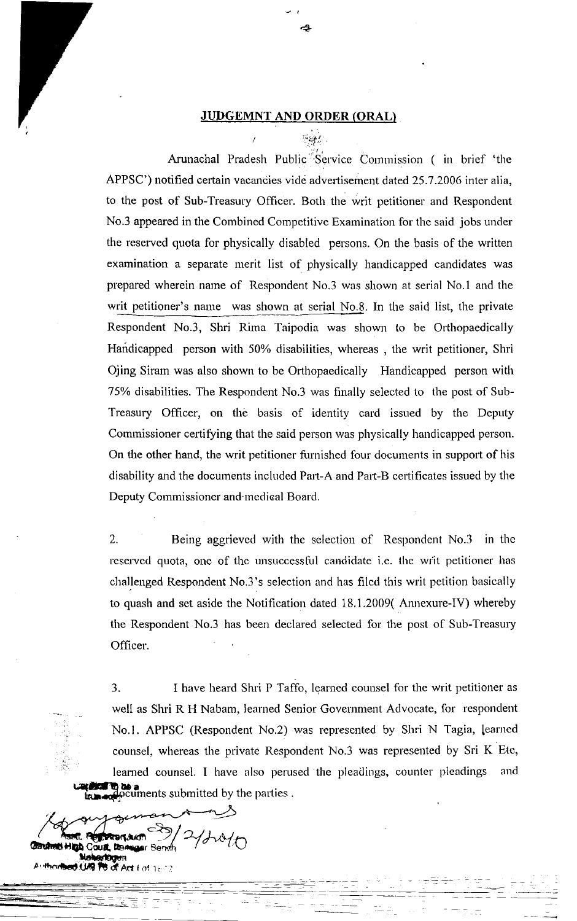## JUDGEMNT AND ORDER (ORAL)

Arunachal Pradesh Public Service Commission ( in brief 'the APPSC') notified certain vacancies vide advertisement dated 25.7.2006 inter alia, to the post of Sub-Treasury Officer. Both the writ petitioner and Respondent No.3 appeared in the Combined Competitive Examination for the said jobs under the reserved quota for physically disabled persons. On the basis of the written examination a separate merit list of physically handicapped candidates was prepared wherein name of Respondent No.3 was shown at serial No.1 and the writ petitioner's name was shown at serial No.8. In the said list, the private Respondent No.3, Shri Rima Taipodia was shown to be Orthopaedically Handicapped person with 50% disabilities, whereas , the writ petitioner, Shri Ojing Siram was also shown to be Orthopaedically Handicapped person with 75% disabilities. The Respondent No.3 was finally selected to the post of Sub-Treasury Officer, on the basis of identity card issued by the Deputy Commissioner certifying that the said person was physically handicapped person. On the other hand, the writ petitioner furnished four documents in support of his disability and the documents included Part-A and Part-B certificates issued by the Deputy Commissioner and medical Board.

2. Being aggrieved with the selection of Respondent No.3 in the reserved quota, one of the unsuccessful candidate i.e. the writ petitioner has challenged Respondent No.3's selection and has filed this writ petition basically to quash and set aside the Notification dated 18.1.2009( Annexure-IV) whereby the Respondent No.3 has been declared selected for the post of Sub-Treasury Officer.

3. I have heard Shri P Taffo, learned counsel for the writ petitioner as well as Shri R H Nabam, learned Senior Government Advocate, for respondent No.1. APPSC (Respondent No.2) was represented by Shri N Tagia, learned counsel, whereas the private Respondent No.3 was represented by Sri K Ete, learned counsel. I have also perused the pleadings, counter pleadings and documents submitted by the parties .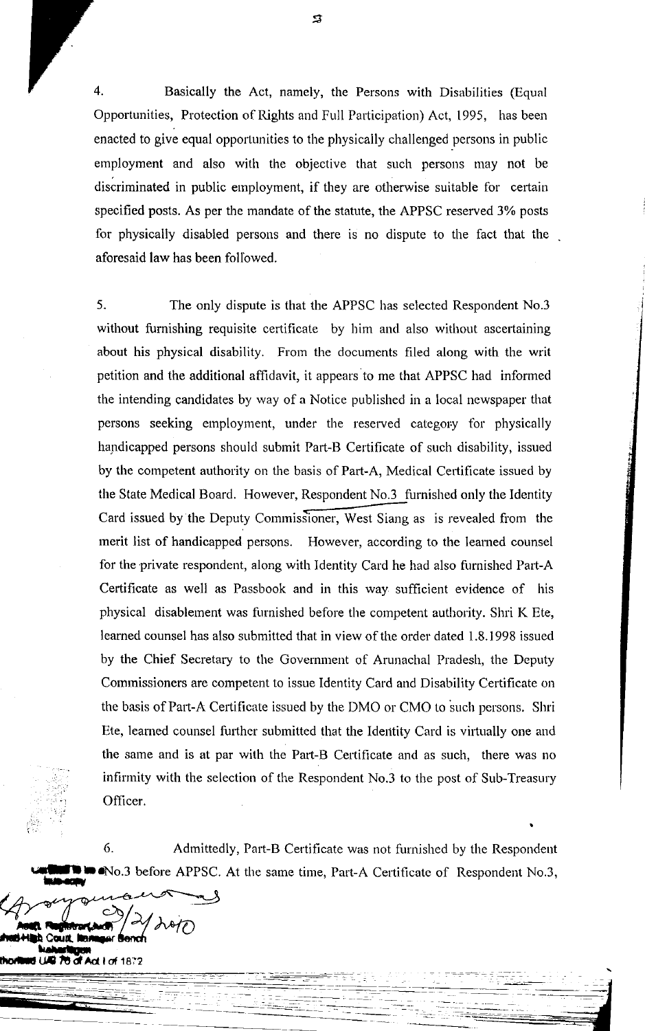4. Basically the Act, namely, the Persons with Disabilities (Equal Opportunities, Protection of Rights and Full Participation) Act, 1995, has been enacted to give equal opportunities to the physically challenged persons in public employment and also with the objective that such persons may not be discriminated in public employment, if they are otherwise suitable for certain specified posts. As per the mandate of the statute, the APPSC reserved 3% posts for physically disabled persons and there is no dispute to the fact that the aforesaid law has been followed.

5. The only dispute is that the APPSC has selected Respondent No.3 without furnishing requisite certificate by him and also without ascertaining about his physical disability. From the documents filed along with the writ petition and the additional affidavit, it appears to me that APPSC had informed the intending candidates by way of a Notice published in a local newspaper that persons seeking employment, under the reserved category for physically handicapped persons should submit Part-B Certificate of such disability, issued by the competent authority on the basis of Part-A, Medical Certificate issued by the State Medical Board. However, Respondent No.3 furnished only the Identity Card issued by the Deputy Commissioner, West Siang as is revealed from the merit list of handicapped persons. However, according to the learned counsel for the private respondent, along with Identity Card he had also furnished Part-A Certificate as well as Passbook and in this way sufficient evidence of his physical disablement was furnished before the competent authority. Shri K Ete, learned counsel has also submitted that in view of the order dated 1.8.1998 issued by the Chief Secretary to the Government of Arunachal Pradesh, the Deputy Commissioners are competent to issue Identity Card and Disability Certificate on the basis of Part-A Certificate issued by the DMO or CMO to such persons. Shri Ete, learned counsel further submitted that the Identity Card is virtually one and the same and is at par with the Part-B Certificate and as such, there was no infirmity with the selection of the Respondent No.3 to the post of Sub-Treasury Officer.

6. Admittedly, Part-B Certificate was not furnished by the Respondent No.3 before APPSC. At the same time, Part-A Certificate of Respondent No.3,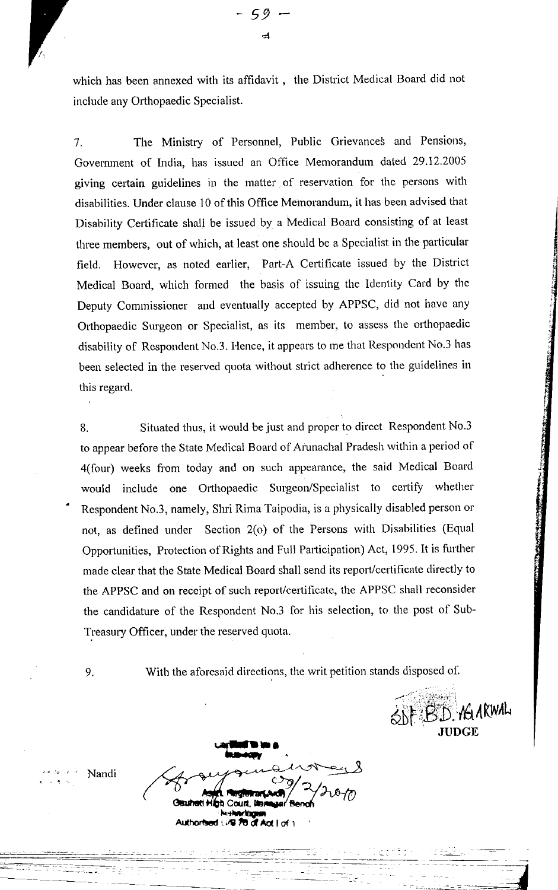which has been annexed with its affidavit , the District Medical Board did not include any Orthopaedic Specialist.

7. The Ministry of Personnel, Public Grievances and Pensions, Government of India, has issued an Office Memorandum dated 29.12.2005 giving certain guidelines in the matter of reservation for the persons with disabilities. Under clause 10 of this Office Memorandum, it has been advised that Disability Certificate shall be issued by a Medical Board consisting of at least three members, out of which, at least one should be a Specialist in the particular field. However, as noted earlier, Part-A Certificate issued by the District Medical Board, which formed the basis of issuing the Identity Card by the Deputy Commissioner and eventually accepted by APPSC, did not have any Orthopaedic Surgeon or Specialist, as its member, to assess the orthopaedic disability of Respondent No.3. Hence, it appears to me that Respondent No.3 has been selected in the reserved quota without strict adherence to the guidelines in this regard.

8. Situated thus, it would be just and proper to direct Respondent No.3 to appear before the State Medical Board of Arunachal Pradesh within a period of 4(four) weeks from today and on such appearance, the said Medical Board would include one Orthopaedic Surgeon/Specialist to certify whether Respondent No.3, namely, Shri Rima Taipodia, is a physically disabled person or not, as defined under Section 2(o) of the Persons with Disabilities (Equal Opportunities, Protection of Rights and Full Participation) Act, 1995. It is further made clear that the State Medical Board shall send its report/certificate directly to the APPSC and on receipt of such report/certificate, the APPSC shall reconsider the candidature of the Respondent No.3 for his selection, to the post of Sub-Treasury Officer, under the reserved quota.

9. With the aforesaid directions, the writ petition stands disposed of.

Sd/- B.D. AGARWAL
**JUDGE**

Nandi

Certified to be a true copy
Asstt. Registrar(Judl) 09/2/2010
Gauhati High Court, Itanagar Bench
Naharlagun
Authorised U/S 76 of Act I of 1